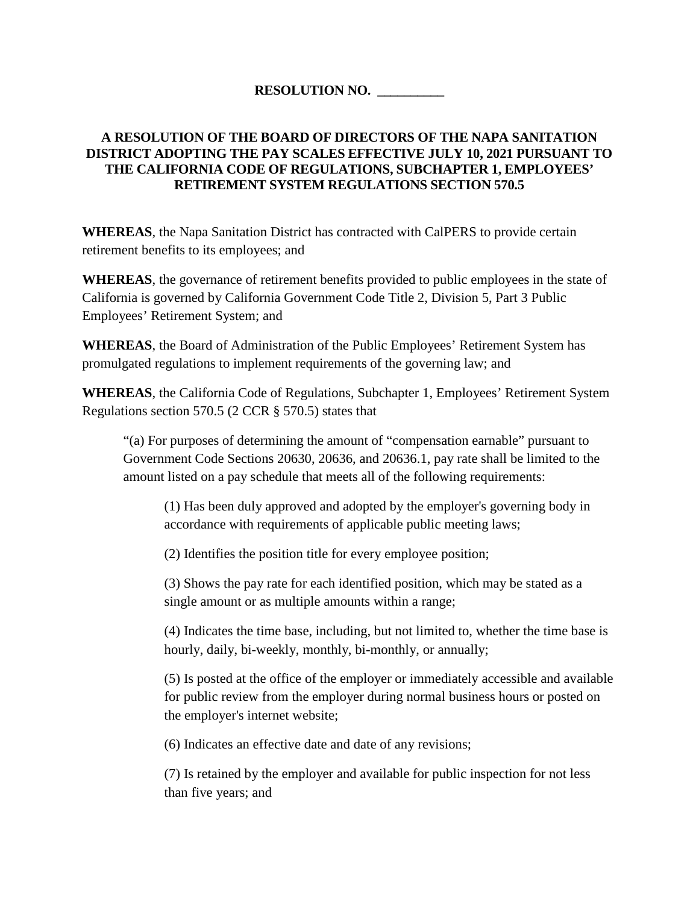**RESOLUTION NO. __________**

**A RESOLUTION OF THE BOARD OF DIRECTORS OF THE NAPA SANITATION DISTRICT ADOPTING THE PAY SCALES EFFECTIVE JULY 10, 2021 PURSUANT TO THE CALIFORNIA CODE OF REGULATIONS, SUBCHAPTER 1, EMPLOYEES' RETIREMENT SYSTEM REGULATIONS SECTION 570.5**

**WHEREAS**, the Napa Sanitation District has contracted with CalPERS to provide certain retirement benefits to its employees; and

**WHEREAS**, the governance of retirement benefits provided to public employees in the state of California is governed by California Government Code Title 2, Division 5, Part 3 Public Employees' Retirement System; and

**WHEREAS**, the Board of Administration of the Public Employees' Retirement System has promulgated regulations to implement requirements of the governing law; and

**WHEREAS**, the California Code of Regulations, Subchapter 1, Employees' Retirement System Regulations section 570.5 (2 CCR § 570.5) states that

> "(a) For purposes of determining the amount of "compensation earnable" pursuant to Government Code Sections 20630, 20636, and 20636.1, pay rate shall be limited to the amount listed on a pay schedule that meets all of the following requirements:
>
> (1) Has been duly approved and adopted by the employer's governing body in accordance with requirements of applicable public meeting laws;
>
> (2) Identifies the position title for every employee position;
>
> (3) Shows the pay rate for each identified position, which may be stated as a single amount or as multiple amounts within a range;
>
> (4) Indicates the time base, including, but not limited to, whether the time base is hourly, daily, bi-weekly, monthly, bi-monthly, or annually;
>
> (5) Is posted at the office of the employer or immediately accessible and available for public review from the employer during normal business hours or posted on the employer's internet website;
>
> (6) Indicates an effective date and date of any revisions;
>
> (7) Is retained by the employer and available for public inspection for not less than five years; and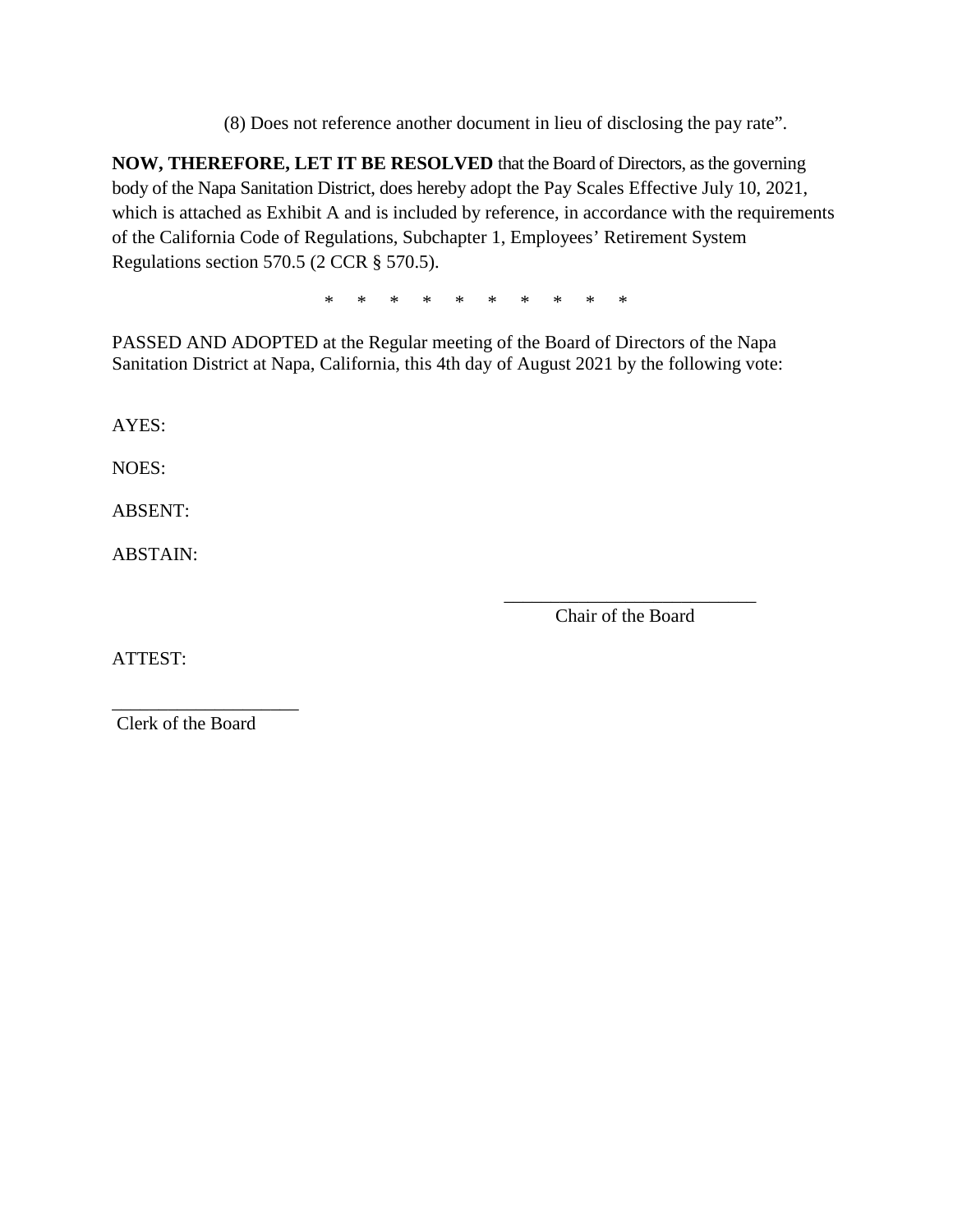(8) Does not reference another document in lieu of disclosing the pay rate".

**NOW, THEREFORE, LET IT BE RESOLVED** that the Board of Directors, as the governing body of the Napa Sanitation District, does hereby adopt the Pay Scales Effective July 10, 2021, which is attached as Exhibit A and is included by reference, in accordance with the requirements of the California Code of Regulations, Subchapter 1, Employees' Retirement System Regulations section 570.5 (2 CCR § 570.5).

\* \* \* \* \* \* \* \* \* \*

PASSED AND ADOPTED at the Regular meeting of the Board of Directors of the Napa Sanitation District at Napa, California, this 4th day of August 2021 by the following vote:

AYES:

NOES:

ABSENT:

ABSTAIN:

___________________________

Chair of the Board

ATTEST:

___________________

Clerk of the Board